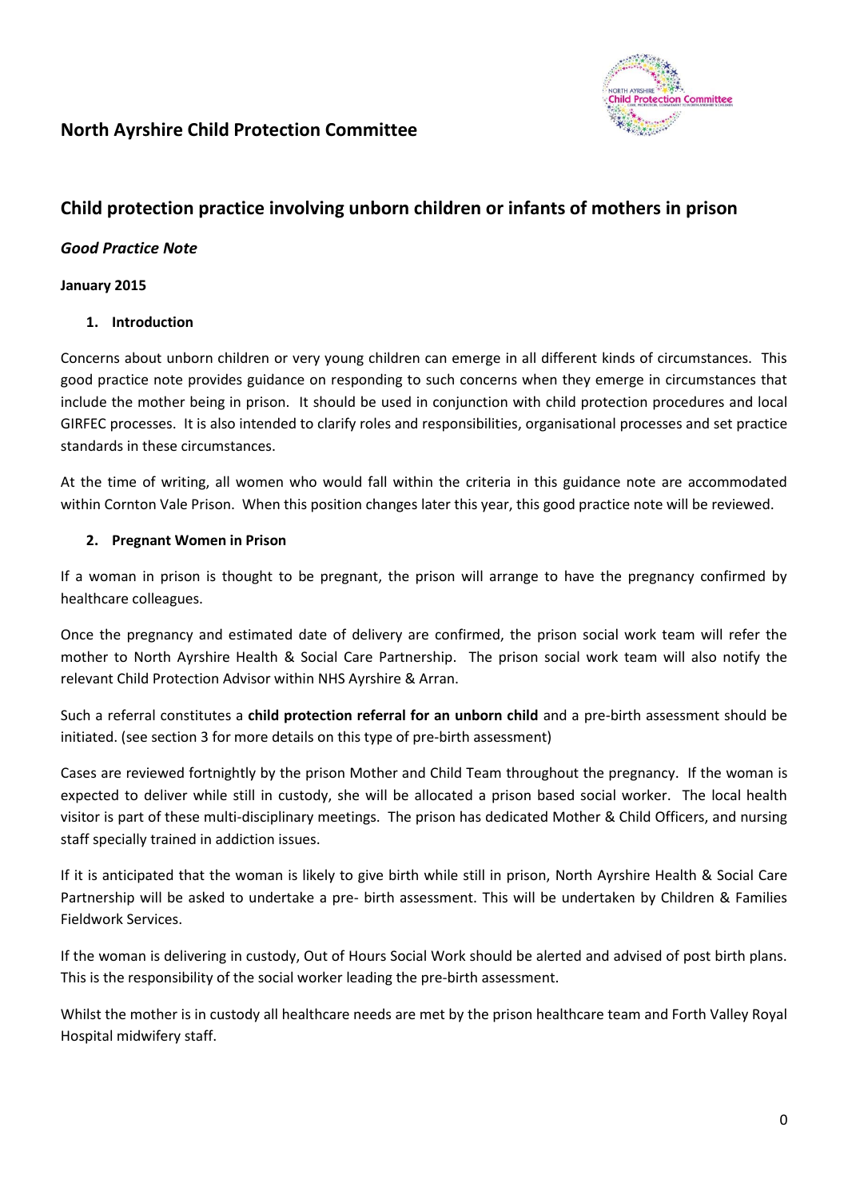# North Ayrshire Child Protection Committee

## Child protection practice involving unborn children or infants of mothers in prison

***Good Practice Note***

**January 2015**

### 1. Introduction

Concerns about unborn children or very young children can emerge in all different kinds of circumstances. This good practice note provides guidance on responding to such concerns when they emerge in circumstances that include the mother being in prison. It should be used in conjunction with child protection procedures and local GIRFEC processes. It is also intended to clarify roles and responsibilities, organisational processes and set practice standards in these circumstances.

At the time of writing, all women who would fall within the criteria in this guidance note are accommodated within Cornton Vale Prison. When this position changes later this year, this good practice note will be reviewed.

### 2. Pregnant Women in Prison

If a woman in prison is thought to be pregnant, the prison will arrange to have the pregnancy confirmed by healthcare colleagues.

Once the pregnancy and estimated date of delivery are confirmed, the prison social work team will refer the mother to North Ayrshire Health & Social Care Partnership. The prison social work team will also notify the relevant Child Protection Advisor within NHS Ayrshire & Arran.

Such a referral constitutes a **child protection referral for an unborn child** and a pre-birth assessment should be initiated. (see section 3 for more details on this type of pre-birth assessment)

Cases are reviewed fortnightly by the prison Mother and Child Team throughout the pregnancy. If the woman is expected to deliver while still in custody, she will be allocated a prison based social worker. The local health visitor is part of these multi-disciplinary meetings. The prison has dedicated Mother & Child Officers, and nursing staff specially trained in addiction issues.

If it is anticipated that the woman is likely to give birth while still in prison, North Ayrshire Health & Social Care Partnership will be asked to undertake a pre- birth assessment. This will be undertaken by Children & Families Fieldwork Services.

If the woman is delivering in custody, Out of Hours Social Work should be alerted and advised of post birth plans. This is the responsibility of the social worker leading the pre-birth assessment.

Whilst the mother is in custody all healthcare needs are met by the prison healthcare team and Forth Valley Royal Hospital midwifery staff.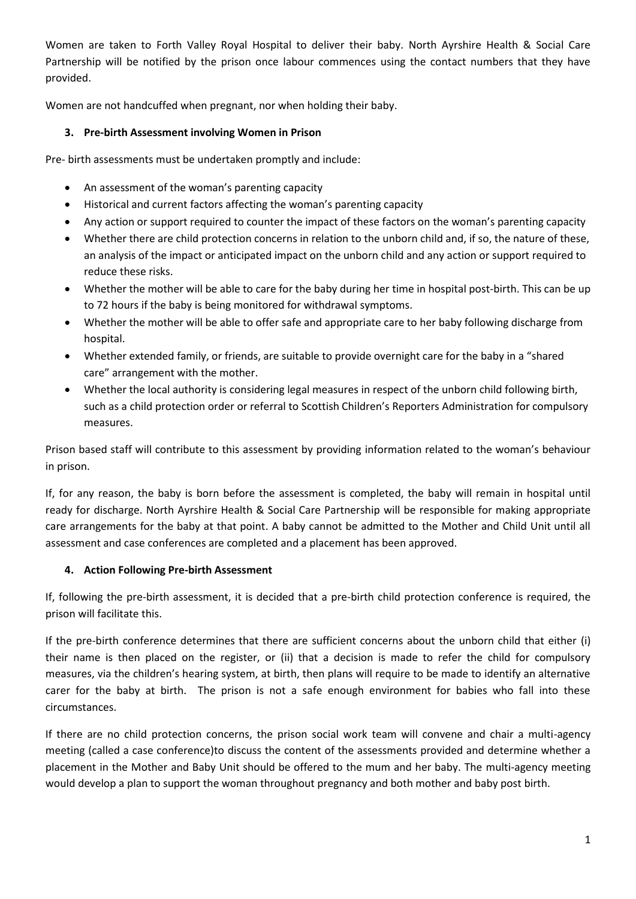Women are taken to Forth Valley Royal Hospital to deliver their baby. North Ayrshire Health & Social Care Partnership will be notified by the prison once labour commences using the contact numbers that they have provided.

Women are not handcuffed when pregnant, nor when holding their baby.

### 3. Pre-birth Assessment involving Women in Prison

Pre- birth assessments must be undertaken promptly and include:

- An assessment of the woman's parenting capacity
- Historical and current factors affecting the woman's parenting capacity
- Any action or support required to counter the impact of these factors on the woman's parenting capacity
- Whether there are child protection concerns in relation to the unborn child and, if so, the nature of these, an analysis of the impact or anticipated impact on the unborn child and any action or support required to reduce these risks.
- Whether the mother will be able to care for the baby during her time in hospital post-birth. This can be up to 72 hours if the baby is being monitored for withdrawal symptoms.
- Whether the mother will be able to offer safe and appropriate care to her baby following discharge from hospital.
- Whether extended family, or friends, are suitable to provide overnight care for the baby in a "shared care" arrangement with the mother.
- Whether the local authority is considering legal measures in respect of the unborn child following birth, such as a child protection order or referral to Scottish Children's Reporters Administration for compulsory measures.

Prison based staff will contribute to this assessment by providing information related to the woman's behaviour in prison.

If, for any reason, the baby is born before the assessment is completed, the baby will remain in hospital until ready for discharge. North Ayrshire Health & Social Care Partnership will be responsible for making appropriate care arrangements for the baby at that point. A baby cannot be admitted to the Mother and Child Unit until all assessment and case conferences are completed and a placement has been approved.

### 4. Action Following Pre-birth Assessment

If, following the pre-birth assessment, it is decided that a pre-birth child protection conference is required, the prison will facilitate this.

If the pre-birth conference determines that there are sufficient concerns about the unborn child that either (i) their name is then placed on the register, or (ii) that a decision is made to refer the child for compulsory measures, via the children's hearing system, at birth, then plans will require to be made to identify an alternative carer for the baby at birth. The prison is not a safe enough environment for babies who fall into these circumstances.

If there are no child protection concerns, the prison social work team will convene and chair a multi-agency meeting (called a case conference)to discuss the content of the assessments provided and determine whether a placement in the Mother and Baby Unit should be offered to the mum and her baby. The multi-agency meeting would develop a plan to support the woman throughout pregnancy and both mother and baby post birth.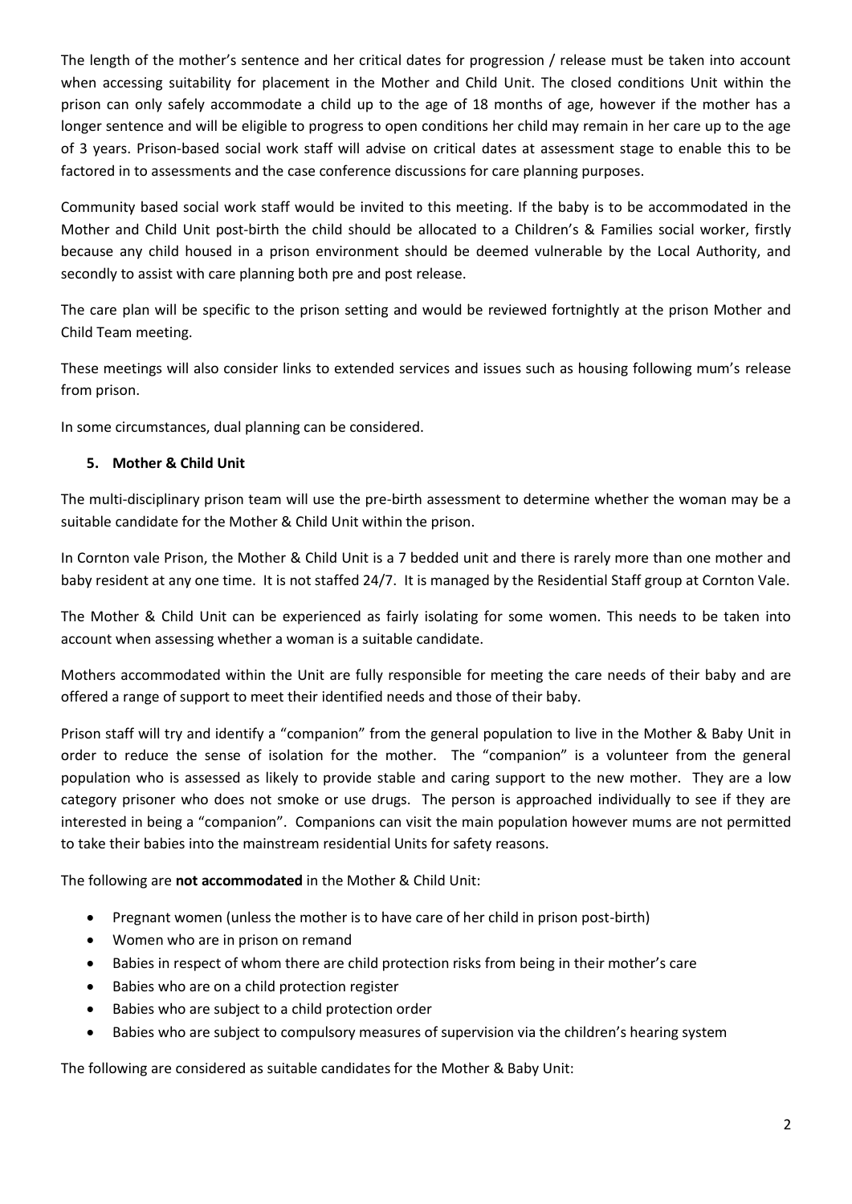The length of the mother's sentence and her critical dates for progression / release must be taken into account when accessing suitability for placement in the Mother and Child Unit. The closed conditions Unit within the prison can only safely accommodate a child up to the age of 18 months of age, however if the mother has a longer sentence and will be eligible to progress to open conditions her child may remain in her care up to the age of 3 years. Prison-based social work staff will advise on critical dates at assessment stage to enable this to be factored in to assessments and the case conference discussions for care planning purposes.

Community based social work staff would be invited to this meeting. If the baby is to be accommodated in the Mother and Child Unit post-birth the child should be allocated to a Children's & Families social worker, firstly because any child housed in a prison environment should be deemed vulnerable by the Local Authority, and secondly to assist with care planning both pre and post release.

The care plan will be specific to the prison setting and would be reviewed fortnightly at the prison Mother and Child Team meeting.

These meetings will also consider links to extended services and issues such as housing following mum's release from prison.

In some circumstances, dual planning can be considered.

## 5. Mother & Child Unit

The multi-disciplinary prison team will use the pre-birth assessment to determine whether the woman may be a suitable candidate for the Mother & Child Unit within the prison.

In Cornton vale Prison, the Mother & Child Unit is a 7 bedded unit and there is rarely more than one mother and baby resident at any one time. It is not staffed 24/7. It is managed by the Residential Staff group at Cornton Vale.

The Mother & Child Unit can be experienced as fairly isolating for some women. This needs to be taken into account when assessing whether a woman is a suitable candidate.

Mothers accommodated within the Unit are fully responsible for meeting the care needs of their baby and are offered a range of support to meet their identified needs and those of their baby.

Prison staff will try and identify a "companion" from the general population to live in the Mother & Baby Unit in order to reduce the sense of isolation for the mother. The "companion" is a volunteer from the general population who is assessed as likely to provide stable and caring support to the new mother. They are a low category prisoner who does not smoke or use drugs. The person is approached individually to see if they are interested in being a "companion". Companions can visit the main population however mums are not permitted to take their babies into the mainstream residential Units for safety reasons.

The following are **not accommodated** in the Mother & Child Unit:

- Pregnant women (unless the mother is to have care of her child in prison post-birth)
- Women who are in prison on remand
- Babies in respect of whom there are child protection risks from being in their mother's care
- Babies who are on a child protection register
- Babies who are subject to a child protection order
- Babies who are subject to compulsory measures of supervision via the children's hearing system

The following are considered as suitable candidates for the Mother & Baby Unit: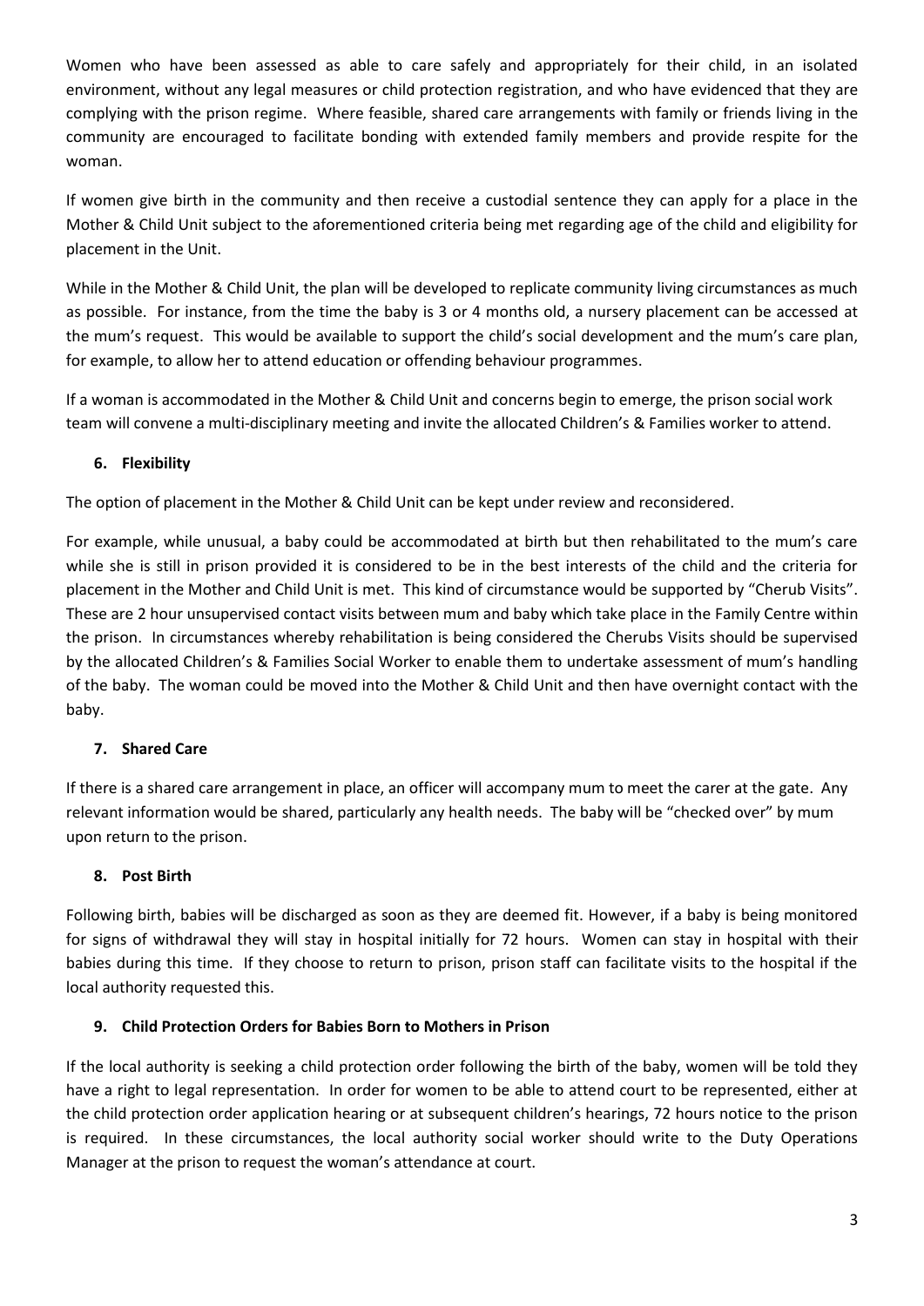Women who have been assessed as able to care safely and appropriately for their child, in an isolated environment, without any legal measures or child protection registration, and who have evidenced that they are complying with the prison regime. Where feasible, shared care arrangements with family or friends living in the community are encouraged to facilitate bonding with extended family members and provide respite for the woman.

If women give birth in the community and then receive a custodial sentence they can apply for a place in the Mother & Child Unit subject to the aforementioned criteria being met regarding age of the child and eligibility for placement in the Unit.

While in the Mother & Child Unit, the plan will be developed to replicate community living circumstances as much as possible. For instance, from the time the baby is 3 or 4 months old, a nursery placement can be accessed at the mum's request. This would be available to support the child's social development and the mum's care plan, for example, to allow her to attend education or offending behaviour programmes.

If a woman is accommodated in the Mother & Child Unit and concerns begin to emerge, the prison social work team will convene a multi-disciplinary meeting and invite the allocated Children's & Families worker to attend.

## 6. Flexibility

The option of placement in the Mother & Child Unit can be kept under review and reconsidered.

For example, while unusual, a baby could be accommodated at birth but then rehabilitated to the mum's care while she is still in prison provided it is considered to be in the best interests of the child and the criteria for placement in the Mother and Child Unit is met. This kind of circumstance would be supported by "Cherub Visits". These are 2 hour unsupervised contact visits between mum and baby which take place in the Family Centre within the prison. In circumstances whereby rehabilitation is being considered the Cherubs Visits should be supervised by the allocated Children's & Families Social Worker to enable them to undertake assessment of mum's handling of the baby. The woman could be moved into the Mother & Child Unit and then have overnight contact with the baby.

## 7. Shared Care

If there is a shared care arrangement in place, an officer will accompany mum to meet the carer at the gate. Any relevant information would be shared, particularly any health needs. The baby will be "checked over" by mum upon return to the prison.

## 8. Post Birth

Following birth, babies will be discharged as soon as they are deemed fit. However, if a baby is being monitored for signs of withdrawal they will stay in hospital initially for 72 hours. Women can stay in hospital with their babies during this time. If they choose to return to prison, prison staff can facilitate visits to the hospital if the local authority requested this.

## 9. Child Protection Orders for Babies Born to Mothers in Prison

If the local authority is seeking a child protection order following the birth of the baby, women will be told they have a right to legal representation. In order for women to be able to attend court to be represented, either at the child protection order application hearing or at subsequent children's hearings, 72 hours notice to the prison is required. In these circumstances, the local authority social worker should write to the Duty Operations Manager at the prison to request the woman's attendance at court.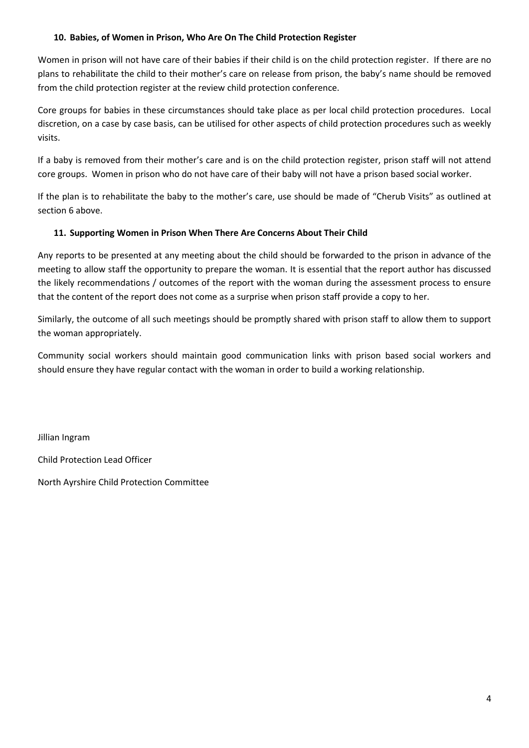## 10. Babies, of Women in Prison, Who Are On The Child Protection Register

Women in prison will not have care of their babies if their child is on the child protection register. If there are no plans to rehabilitate the child to their mother's care on release from prison, the baby's name should be removed from the child protection register at the review child protection conference.

Core groups for babies in these circumstances should take place as per local child protection procedures. Local discretion, on a case by case basis, can be utilised for other aspects of child protection procedures such as weekly visits.

If a baby is removed from their mother's care and is on the child protection register, prison staff will not attend core groups. Women in prison who do not have care of their baby will not have a prison based social worker.

If the plan is to rehabilitate the baby to the mother's care, use should be made of "Cherub Visits" as outlined at section 6 above.

## 11. Supporting Women in Prison When There Are Concerns About Their Child

Any reports to be presented at any meeting about the child should be forwarded to the prison in advance of the meeting to allow staff the opportunity to prepare the woman. It is essential that the report author has discussed the likely recommendations / outcomes of the report with the woman during the assessment process to ensure that the content of the report does not come as a surprise when prison staff provide a copy to her.

Similarly, the outcome of all such meetings should be promptly shared with prison staff to allow them to support the woman appropriately.

Community social workers should maintain good communication links with prison based social workers and should ensure they have regular contact with the woman in order to build a working relationship.

Jillian Ingram

Child Protection Lead Officer

North Ayrshire Child Protection Committee